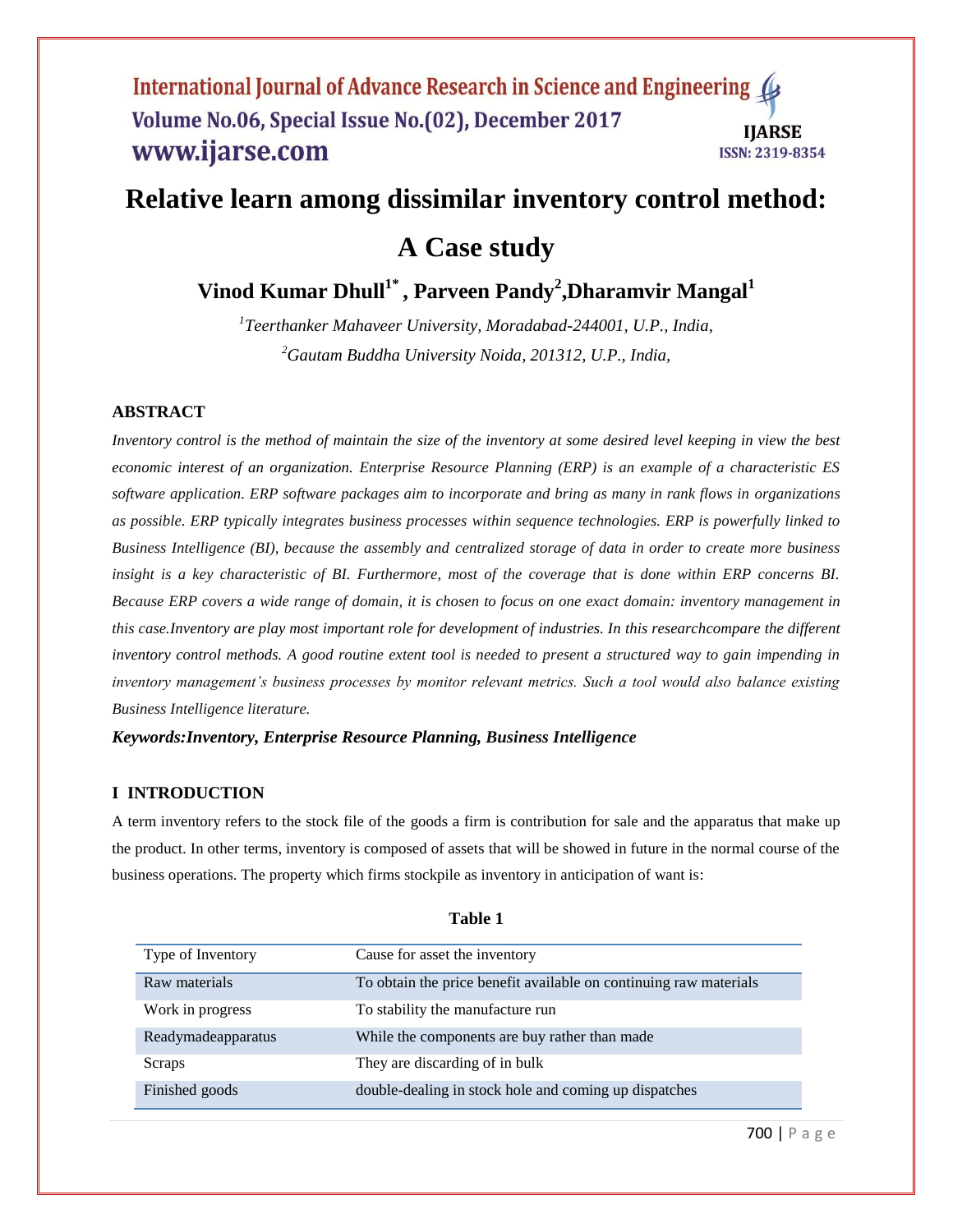# Relative learn among dissimilar inventory control method: A Case study

## Vinod Kumar Dhull[1*] , Parveen Pandy[2],Dharamvir Mangal[1]

*[1]Teerthanker Mahaveer University, Moradabad-244001, U.P., India,*

*[2]Gautam Buddha University Noida, 201312, U.P., India,*

### ABSTRACT

*Inventory control is the method of maintain the size of the inventory at some desired level keeping in view the best economic interest of an organization. Enterprise Resource Planning (ERP) is an example of a characteristic ES software application. ERP software packages aim to incorporate and bring as many in rank flows in organizations as possible. ERP typically integrates business processes within sequence technologies. ERP is powerfully linked to Business Intelligence (BI), because the assembly and centralized storage of data in order to create more business insight is a key characteristic of BI. Furthermore, most of the coverage that is done within ERP concerns BI. Because ERP covers a wide range of domain, it is chosen to focus on one exact domain: inventory management in this case.Inventory are play most important role for development of industries. In this researchcompare the different inventory control methods. A good routine extent tool is needed to present a structured way to gain impending in inventory management's business processes by monitor relevant metrics. Such a tool would also balance existing Business Intelligence literature.*

***Keywords:Inventory, Enterprise Resource Planning, Business Intelligence***

### I INTRODUCTION

A term inventory refers to the stock file of the goods a firm is contribution for sale and the apparatus that make up the product. In other terms, inventory is composed of assets that will be showed in future in the normal course of the business operations. The property which firms stockpile as inventory in anticipation of want is:

**Table 1**

| Type of Inventory | Cause for asset the inventory |
|---|---|
| Raw materials | To obtain the price benefit available on continuing raw materials |
| Work in progress | To stability the manufacture run |
| Readymadeapparatus | While the components are buy rather than made |
| Scraps | They are discarding of in bulk |
| Finished goods | double-dealing in stock hole and coming up dispatches |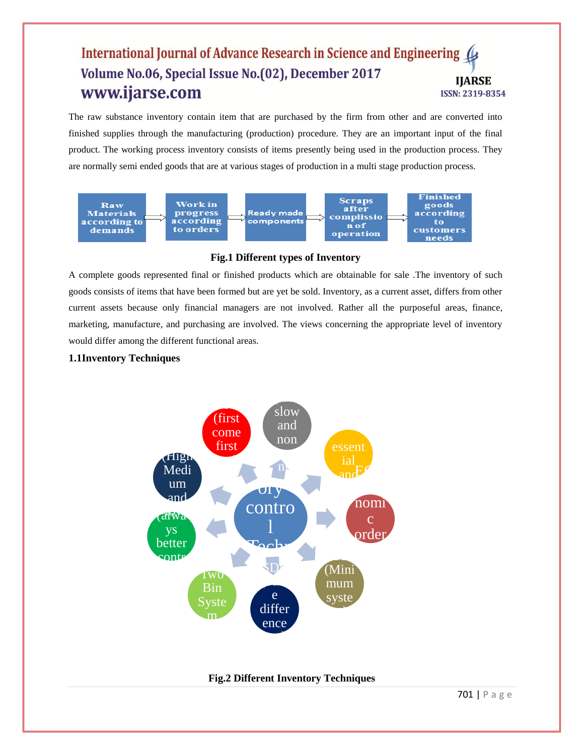The raw substance inventory contain item that are purchased by the firm from other and are converted into finished supplies through the manufacturing (production) procedure. They are an important input of the final product. The working process inventory consists of items presently being used in the production process. They are normally semi ended goods that are at various stages of production in a multi stage production process.

Raw Materials according to demands → Work in progress according to orders → Ready made components → Scraps after complissio n of operation → Finished goods according to customers needs

**Fig.1 Different types of Inventory**

A complete goods represented final or finished products which are obtainable for sale .The inventory of such goods consists of items that have been formed but are yet be sold. Inventory, as a current asset, differs from other current assets because only financial managers are not involved. Rather all the purposeful areas, finance, marketing, manufacture, and purchasing are involved. The views concerning the appropriate level of inventory would differ among the different functional areas.

**1.1Inventory Techniques**

**Fig.2 Different Inventory Techniques**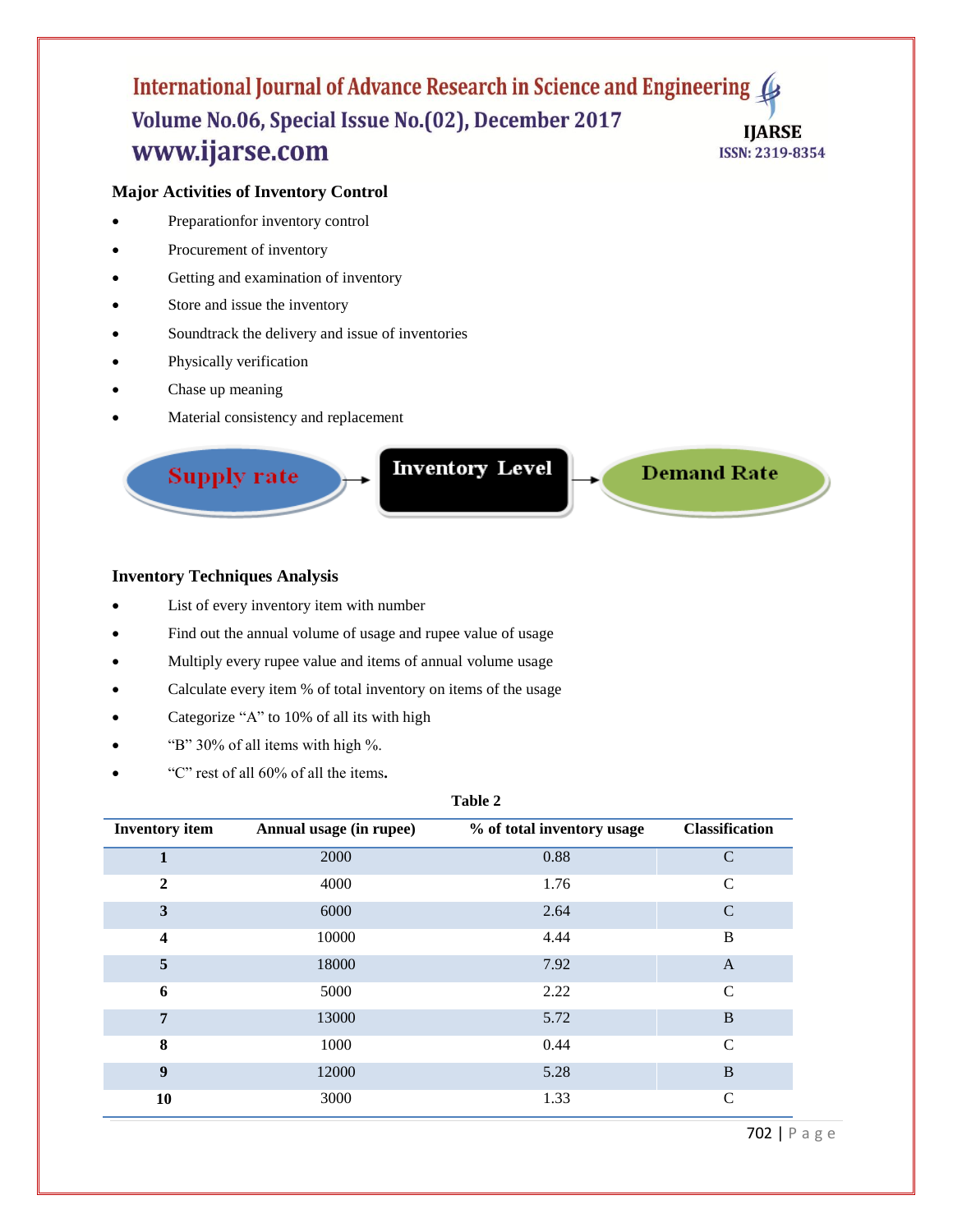## Major Activities of Inventory Control

- Preparationfor inventory control
- Procurement of inventory
- Getting and examination of inventory
- Store and issue the inventory
- Soundtrack the delivery and issue of inventories
- Physically verification
- Chase up meaning
- Material consistency and replacement

Supply rate → Inventory Level → Demand Rate

## Inventory Techniques Analysis

- List of every inventory item with number
- Find out the annual volume of usage and rupee value of usage
- Multiply every rupee value and items of annual volume usage
- Calculate every item % of total inventory on items of the usage
- Categorize "A" to 10% of all its with high
- "B" 30% of all items with high %.
- "C" rest of all 60% of all the items.

**Table 2**

| Inventory item | Annual usage (in rupee) | % of total inventory usage | Classification |
|---|---|---|---|
| 1 | 2000 | 0.88 | C |
| 2 | 4000 | 1.76 | C |
| 3 | 6000 | 2.64 | C |
| 4 | 10000 | 4.44 | B |
| 5 | 18000 | 7.92 | A |
| 6 | 5000 | 2.22 | C |
| 7 | 13000 | 5.72 | B |
| 8 | 1000 | 0.44 | C |
| 9 | 12000 | 5.28 | B |
| 10 | 3000 | 1.33 | C |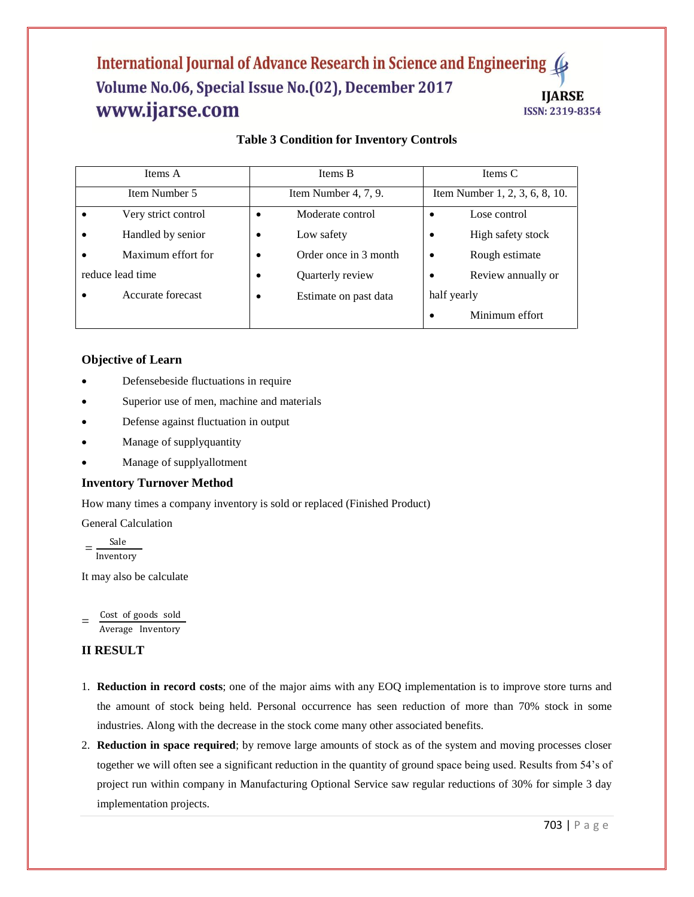**Table 3 Condition for Inventory Controls**

| Items A | Items B | Items C |
|---|---|---|
| Item Number 5 | Item Number 4, 7, 9. | Item Number 1, 2, 3, 6, 8, 10. |
| • Very strict control<br>• Handled by senior<br>• Maximum effort for reduce lead time<br>• Accurate forecast | • Moderate control<br>• Low safety<br>• Order once in 3 month<br>• Quarterly review<br>• Estimate on past data | • Lose control<br>• High safety stock<br>• Rough estimate<br>• Review annually or half yearly<br>• Minimum effort |

### Objective of Learn

- Defensebeside fluctuations in require
- Superior use of men, machine and materials
- Defense against fluctuation in output
- Manage of supplyquantity
- Manage of supplyallotment

### Inventory Turnover Method

How many times a company inventory is sold or replaced (Finished Product)

General Calculation

$$= \frac{\text{Sale}}{\text{Inventory}}$$

It may also be calculate

$$= \frac{\text{Cost of goods sold}}{\text{Average Inventory}}$$

## II RESULT

1. **Reduction in record costs**; one of the major aims with any EOQ implementation is to improve store turns and the amount of stock being held. Personal occurrence has seen reduction of more than 70% stock in some industries. Along with the decrease in the stock come many other associated benefits.
2. **Reduction in space required**; by remove large amounts of stock as of the system and moving processes closer together we will often see a significant reduction in the quantity of ground space being used. Results from 54's of project run within company in Manufacturing Optional Service saw regular reductions of 30% for simple 3 day implementation projects.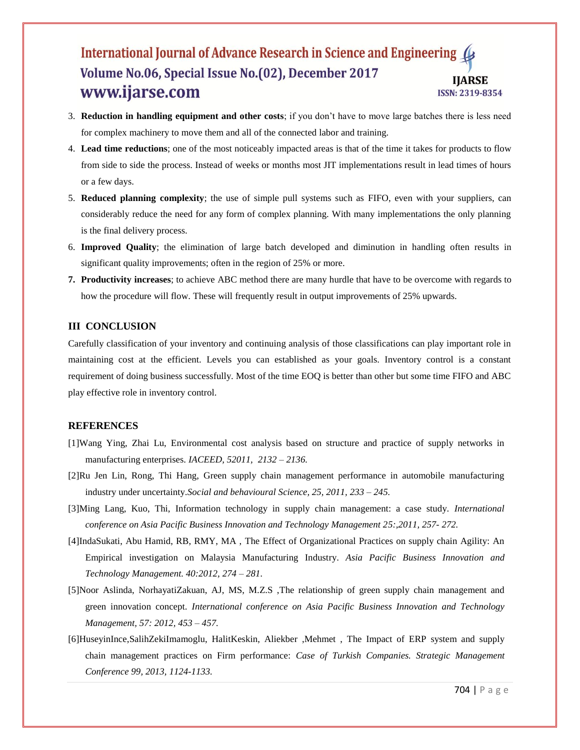3. **Reduction in handling equipment and other costs**; if you don't have to move large batches there is less need for complex machinery to move them and all of the connected labor and training.
4. **Lead time reductions**; one of the most noticeably impacted areas is that of the time it takes for products to flow from side to side the process. Instead of weeks or months most JIT implementations result in lead times of hours or a few days.
5. **Reduced planning complexity**; the use of simple pull systems such as FIFO, even with your suppliers, can considerably reduce the need for any form of complex planning. With many implementations the only planning is the final delivery process.
6. **Improved Quality**; the elimination of large batch developed and diminution in handling often results in significant quality improvements; often in the region of 25% or more.
7. **Productivity increases**; to achieve ABC method there are many hurdle that have to be overcome with regards to how the procedure will flow. These will frequently result in output improvements of 25% upwards.

## III CONCLUSION

Carefully classification of your inventory and continuing analysis of those classifications can play important role in maintaining cost at the efficient. Levels you can established as your goals. Inventory control is a constant requirement of doing business successfully. Most of the time EOQ is better than other but some time FIFO and ABC play effective role in inventory control.

## REFERENCES

[1]Wang Ying, Zhai Lu, Environmental cost analysis based on structure and practice of supply networks in manufacturing enterprises. *IACEED, 52011, 2132 – 2136.*

[2]Ru Jen Lin, Rong, Thi Hang, Green supply chain management performance in automobile manufacturing industry under uncertainty.*Social and behavioural Science, 25, 2011, 233 – 245.*

[3]Ming Lang, Kuo, Thi, Information technology in supply chain management: a case study. *International conference on Asia Pacific Business Innovation and Technology Management 25:,2011, 257- 272.*

[4]IndaSukati, Abu Hamid, RB, RMY, MA , The Effect of Organizational Practices on supply chain Agility: An Empirical investigation on Malaysia Manufacturing Industry. *Asia Pacific Business Innovation and Technology Management. 40:2012, 274 – 281.*

[5]Noor Aslinda, NorhayatiZakuan, AJ, MS, M.Z.S ,The relationship of green supply chain management and green innovation concept. *International conference on Asia Pacific Business Innovation and Technology Management, 57: 2012, 453 – 457.*

[6]HuseyinInce,SalihZekiImamoglu, HalitKeskin, Aliekber ,Mehmet , The Impact of ERP system and supply chain management practices on Firm performance: *Case of Turkish Companies. Strategic Management Conference 99, 2013, 1124-1133.*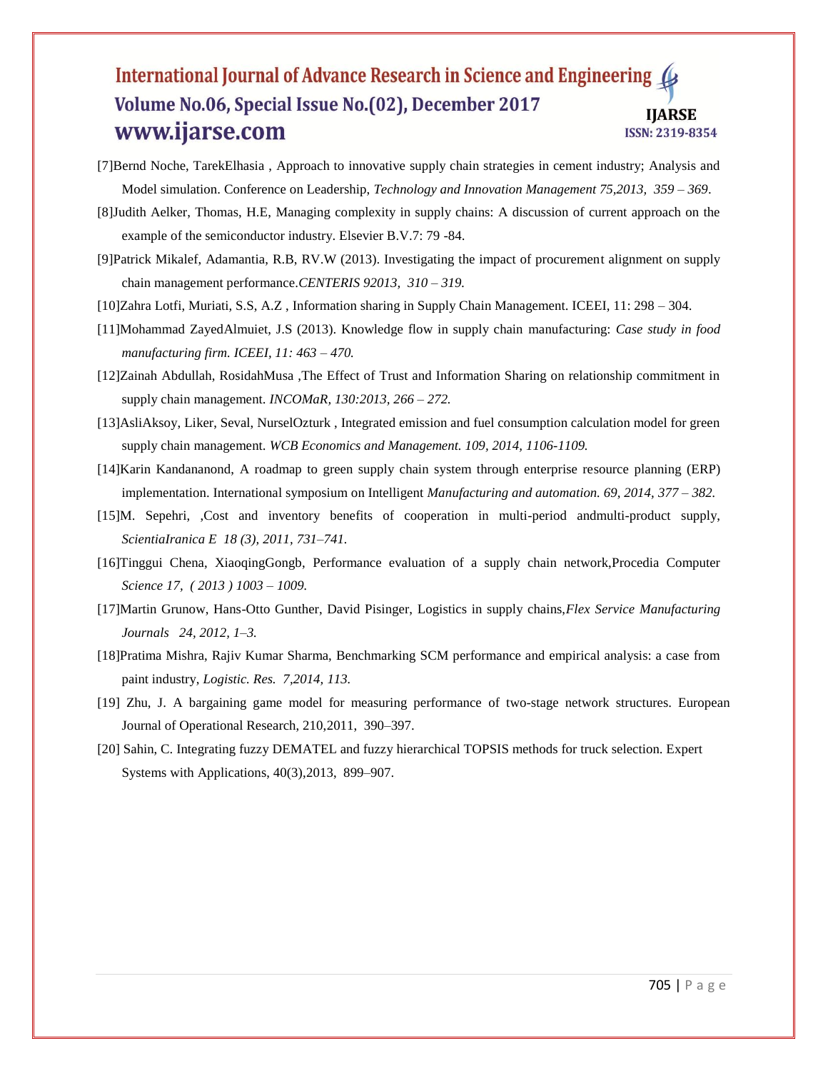[7]Bernd Noche, TarekElhasia , Approach to innovative supply chain strategies in cement industry; Analysis and Model simulation. Conference on Leadership, *Technology and Innovation Management 75,2013, 359 – 369*.

[8]Judith Aelker, Thomas, H.E, Managing complexity in supply chains: A discussion of current approach on the example of the semiconductor industry. Elsevier B.V.7: 79 -84.

[9]Patrick Mikalef, Adamantia, R.B, RV.W (2013). Investigating the impact of procurement alignment on supply chain management performance.*CENTERIS 92013, 310 – 319.*

[10]Zahra Lotfi, Muriati, S.S, A.Z , Information sharing in Supply Chain Management. ICEEI, 11: 298 – 304.

[11]Mohammad ZayedAlmuiet, J.S (2013). Knowledge flow in supply chain manufacturing: *Case study in food manufacturing firm. ICEEI, 11: 463 – 470.*

[12]Zainah Abdullah, RosidahMusa ,The Effect of Trust and Information Sharing on relationship commitment in supply chain management. *INCOMaR, 130:2013, 266 – 272.*

[13]AsliAksoy, Liker, Seval, NurselOzturk , Integrated emission and fuel consumption calculation model for green supply chain management. *WCB Economics and Management. 109, 2014, 1106-1109.*

[14]Karin Kandananond, A roadmap to green supply chain system through enterprise resource planning (ERP) implementation. International symposium on Intelligent *Manufacturing and automation. 69, 2014, 377 – 382.*

[15]M. Sepehri, ,Cost and inventory benefits of cooperation in multi-period andmulti-product supply, *ScientiaIranica E 18 (3), 2011, 731–741.*

[16]Tinggui Chena, XiaoqingGongb, Performance evaluation of a supply chain network,Procedia Computer *Science 17, ( 2013 ) 1003 – 1009.*

[17]Martin Grunow, Hans-Otto Gunther, David Pisinger, Logistics in supply chains,*Flex Service Manufacturing Journals 24, 2012, 1–3.*

[18]Pratima Mishra, Rajiv Kumar Sharma, Benchmarking SCM performance and empirical analysis: a case from paint industry, *Logistic. Res. 7,2014, 113.*

[19] Zhu, J. A bargaining game model for measuring performance of two-stage network structures. European Journal of Operational Research, 210,2011, 390–397.

[20] Sahin, C. Integrating fuzzy DEMATEL and fuzzy hierarchical TOPSIS methods for truck selection. Expert Systems with Applications, 40(3),2013, 899–907.